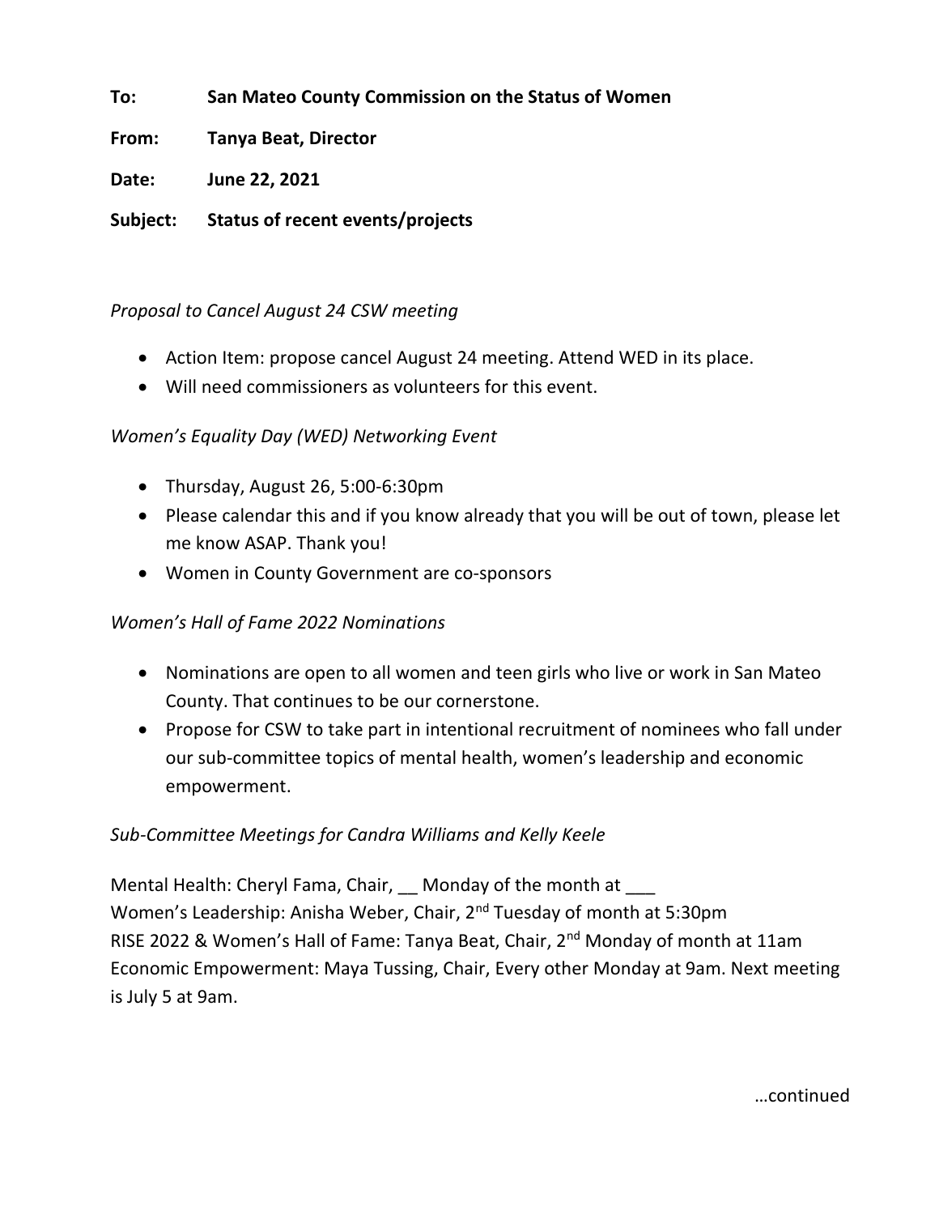**To:** **San Mateo County Commission on the Status of Women**

**From:** **Tanya Beat, Director**

**Date:** **June 22, 2021**

**Subject:** **Status of recent events/projects**

*Proposal to Cancel August 24 CSW meeting*

- Action Item: propose cancel August 24 meeting. Attend WED in its place.
- Will need commissioners as volunteers for this event.

*Women's Equality Day (WED) Networking Event*

- Thursday, August 26, 5:00-6:30pm
- Please calendar this and if you know already that you will be out of town, please let me know ASAP. Thank you!
- Women in County Government are co-sponsors

*Women's Hall of Fame 2022 Nominations*

- Nominations are open to all women and teen girls who live or work in San Mateo County. That continues to be our cornerstone.
- Propose for CSW to take part in intentional recruitment of nominees who fall under our sub-committee topics of mental health, women's leadership and economic empowerment.

*Sub-Committee Meetings for Candra Williams and Kelly Keele*

Mental Health: Cheryl Fama, Chair, __ Monday of the month at ___
Women's Leadership: Anisha Weber, Chair, 2nd Tuesday of month at 5:30pm
RISE 2022 & Women's Hall of Fame: Tanya Beat, Chair, 2nd Monday of month at 11am
Economic Empowerment: Maya Tussing, Chair, Every other Monday at 9am. Next meeting is July 5 at 9am.

…continued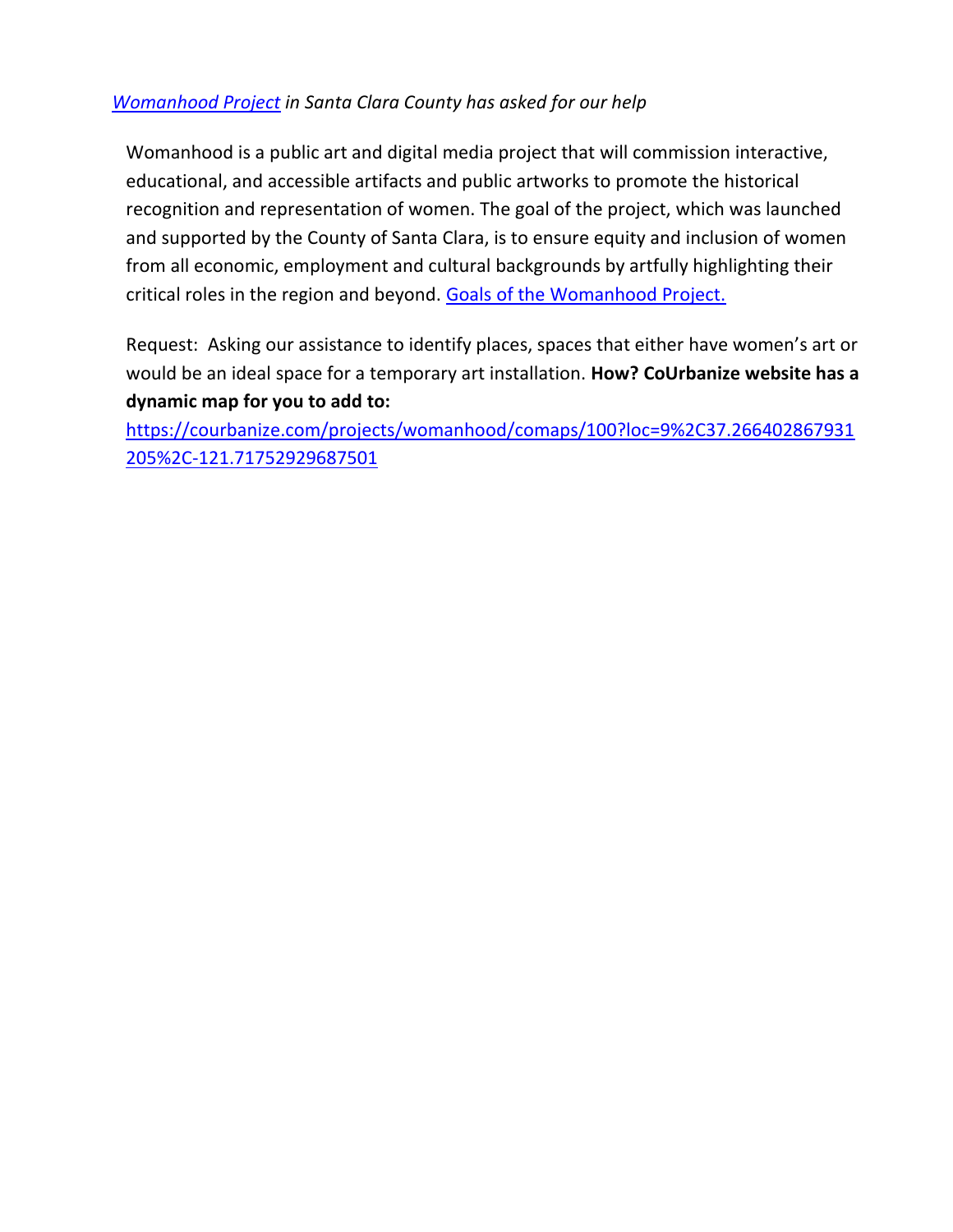*Womanhood Project in Santa Clara County has asked for our help*

Womanhood is a public art and digital media project that will commission interactive, educational, and accessible artifacts and public artworks to promote the historical recognition and representation of women. The goal of the project, which was launched and supported by the County of Santa Clara, is to ensure equity and inclusion of women from all economic, employment and cultural backgrounds by artfully highlighting their critical roles in the region and beyond. Goals of the Womanhood Project.

Request: Asking our assistance to identify places, spaces that either have women's art or would be an ideal space for a temporary art installation. **How? CoUrbanize website has a dynamic map for you to add to:**
https://courbanize.com/projects/womanhood/comaps/100?loc=9%2C37.266402867931205%2C-121.71752929687501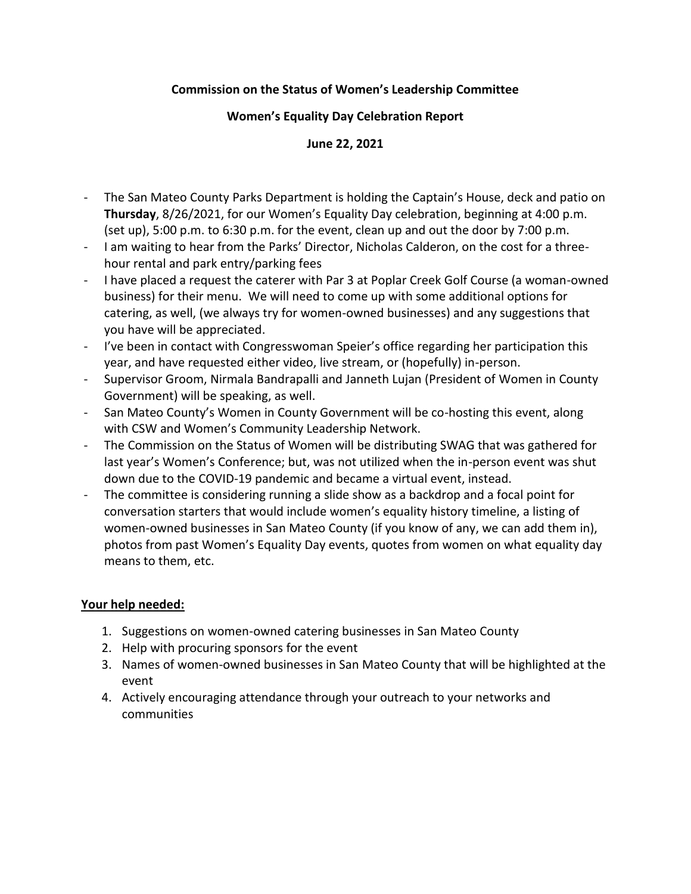**Commission on the Status of Women's Leadership Committee**

**Women's Equality Day Celebration Report**

**June 22, 2021**

- The San Mateo County Parks Department is holding the Captain's House, deck and patio on **Thursday**, 8/26/2021, for our Women's Equality Day celebration, beginning at 4:00 p.m. (set up), 5:00 p.m. to 6:30 p.m. for the event, clean up and out the door by 7:00 p.m.
- I am waiting to hear from the Parks' Director, Nicholas Calderon, on the cost for a three-hour rental and park entry/parking fees
- I have placed a request the caterer with Par 3 at Poplar Creek Golf Course (a woman-owned business) for their menu. We will need to come up with some additional options for catering, as well, (we always try for women-owned businesses) and any suggestions that you have will be appreciated.
- I've been in contact with Congresswoman Speier's office regarding her participation this year, and have requested either video, live stream, or (hopefully) in-person.
- Supervisor Groom, Nirmala Bandrapalli and Janneth Lujan (President of Women in County Government) will be speaking, as well.
- San Mateo County's Women in County Government will be co-hosting this event, along with CSW and Women's Community Leadership Network.
- The Commission on the Status of Women will be distributing SWAG that was gathered for last year's Women's Conference; but, was not utilized when the in-person event was shut down due to the COVID-19 pandemic and became a virtual event, instead.
- The committee is considering running a slide show as a backdrop and a focal point for conversation starters that would include women's equality history timeline, a listing of women-owned businesses in San Mateo County (if you know of any, we can add them in), photos from past Women's Equality Day events, quotes from women on what equality day means to them, etc.

**<u>Your help needed:</u>**

1. Suggestions on women-owned catering businesses in San Mateo County
2. Help with procuring sponsors for the event
3. Names of women-owned businesses in San Mateo County that will be highlighted at the event
4. Actively encouraging attendance through your outreach to your networks and communities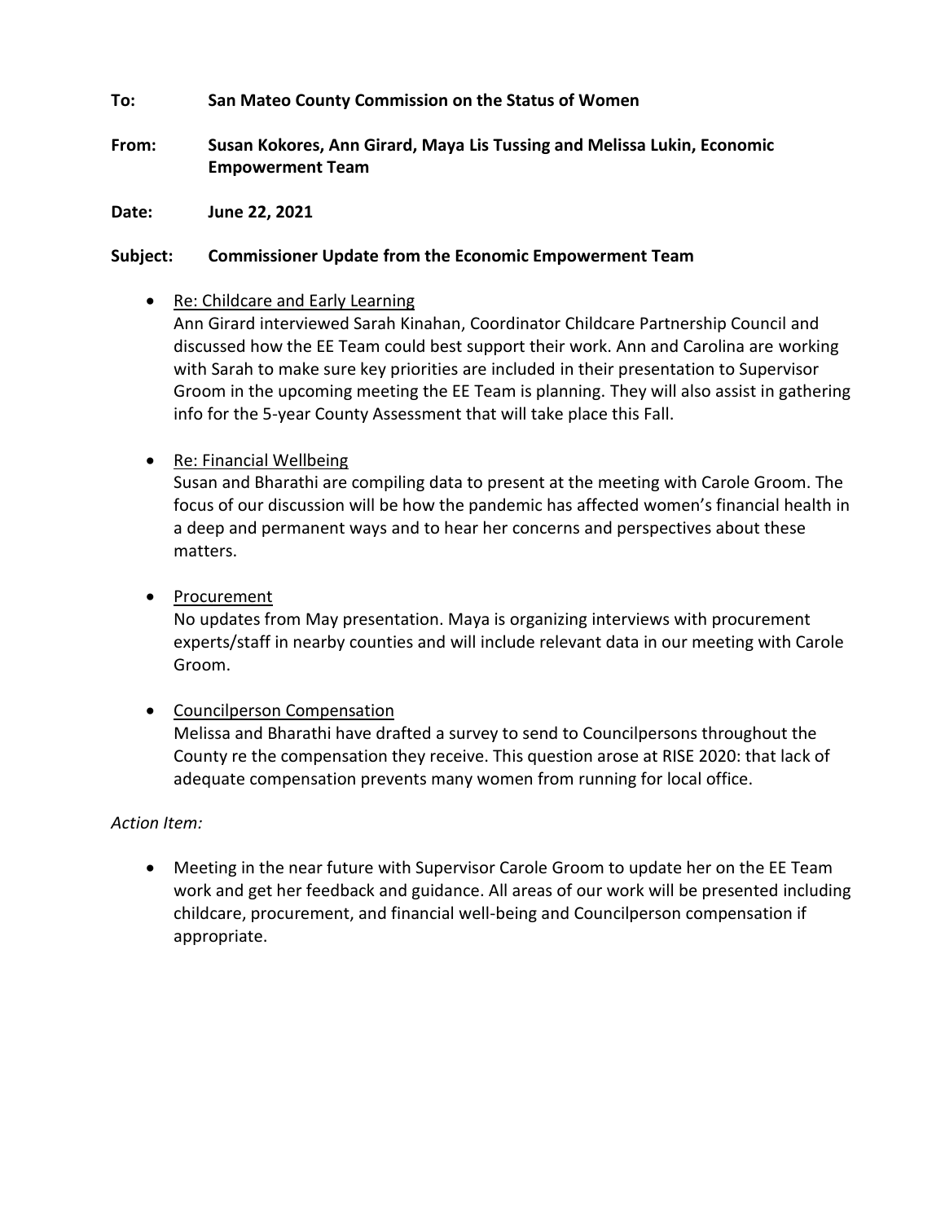**To:** **San Mateo County Commission on the Status of Women**

**From:** **Susan Kokores, Ann Girard, Maya Lis Tussing and Melissa Lukin, Economic Empowerment Team**

**Date:** **June 22, 2021**

**Subject:** **Commissioner Update from the Economic Empowerment Team**

- Re: Childcare and Early Learning
  Ann Girard interviewed Sarah Kinahan, Coordinator Childcare Partnership Council and discussed how the EE Team could best support their work. Ann and Carolina are working with Sarah to make sure key priorities are included in their presentation to Supervisor Groom in the upcoming meeting the EE Team is planning. They will also assist in gathering info for the 5-year County Assessment that will take place this Fall.

- Re: Financial Wellbeing
  Susan and Bharathi are compiling data to present at the meeting with Carole Groom. The focus of our discussion will be how the pandemic has affected women's financial health in a deep and permanent ways and to hear her concerns and perspectives about these matters.

- Procurement
  No updates from May presentation. Maya is organizing interviews with procurement experts/staff in nearby counties and will include relevant data in our meeting with Carole Groom.

- Councilperson Compensation
  Melissa and Bharathi have drafted a survey to send to Councilpersons throughout the County re the compensation they receive. This question arose at RISE 2020: that lack of adequate compensation prevents many women from running for local office.

*Action Item:*

- Meeting in the near future with Supervisor Carole Groom to update her on the EE Team work and get her feedback and guidance. All areas of our work will be presented including childcare, procurement, and financial well-being and Councilperson compensation if appropriate.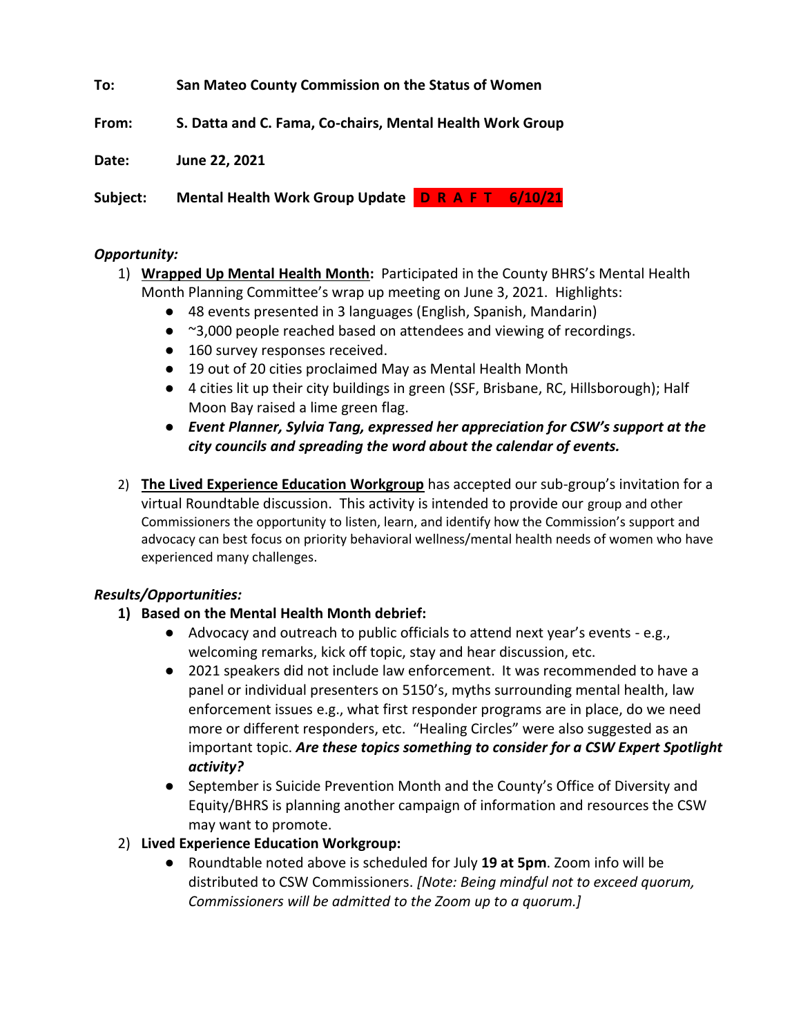**To:** **San Mateo County Commission on the Status of Women**

**From:** **S. Datta and C. Fama, Co-chairs, Mental Health Work Group**

**Date:** **June 22, 2021**

**Subject:** **Mental Health Work Group Update** **D R A F T 6/10/21**

*Opportunity:*

1) **Wrapped Up Mental Health Month:** Participated in the County BHRS's Mental Health Month Planning Committee's wrap up meeting on June 3, 2021. Highlights:
   - 48 events presented in 3 languages (English, Spanish, Mandarin)
   - ~3,000 people reached based on attendees and viewing of recordings.
   - 160 survey responses received.
   - 19 out of 20 cities proclaimed May as Mental Health Month
   - 4 cities lit up their city buildings in green (SSF, Brisbane, RC, Hillsborough); Half Moon Bay raised a lime green flag.
   - ***Event Planner, Sylvia Tang, expressed her appreciation for CSW's support at the city councils and spreading the word about the calendar of events.***

2) **The Lived Experience Education Workgroup** has accepted our sub-group's invitation for a virtual Roundtable discussion. This activity is intended to provide our group and other Commissioners the opportunity to listen, learn, and identify how the Commission's support and advocacy can best focus on priority behavioral wellness/mental health needs of women who have experienced many challenges.

*Results/Opportunities:*

1) **Based on the Mental Health Month debrief:**
   - Advocacy and outreach to public officials to attend next year's events - e.g., welcoming remarks, kick off topic, stay and hear discussion, etc.
   - 2021 speakers did not include law enforcement. It was recommended to have a panel or individual presenters on 5150's, myths surrounding mental health, law enforcement issues e.g., what first responder programs are in place, do we need more or different responders, etc. "Healing Circles" were also suggested as an important topic. ***Are these topics something to consider for a CSW Expert Spotlight activity?***
   - September is Suicide Prevention Month and the County's Office of Diversity and Equity/BHRS is planning another campaign of information and resources the CSW may want to promote.

2) **Lived Experience Education Workgroup:**
   - Roundtable noted above is scheduled for July **19 at 5pm**. Zoom info will be distributed to CSW Commissioners. *[Note: Being mindful not to exceed quorum, Commissioners will be admitted to the Zoom up to a quorum.]*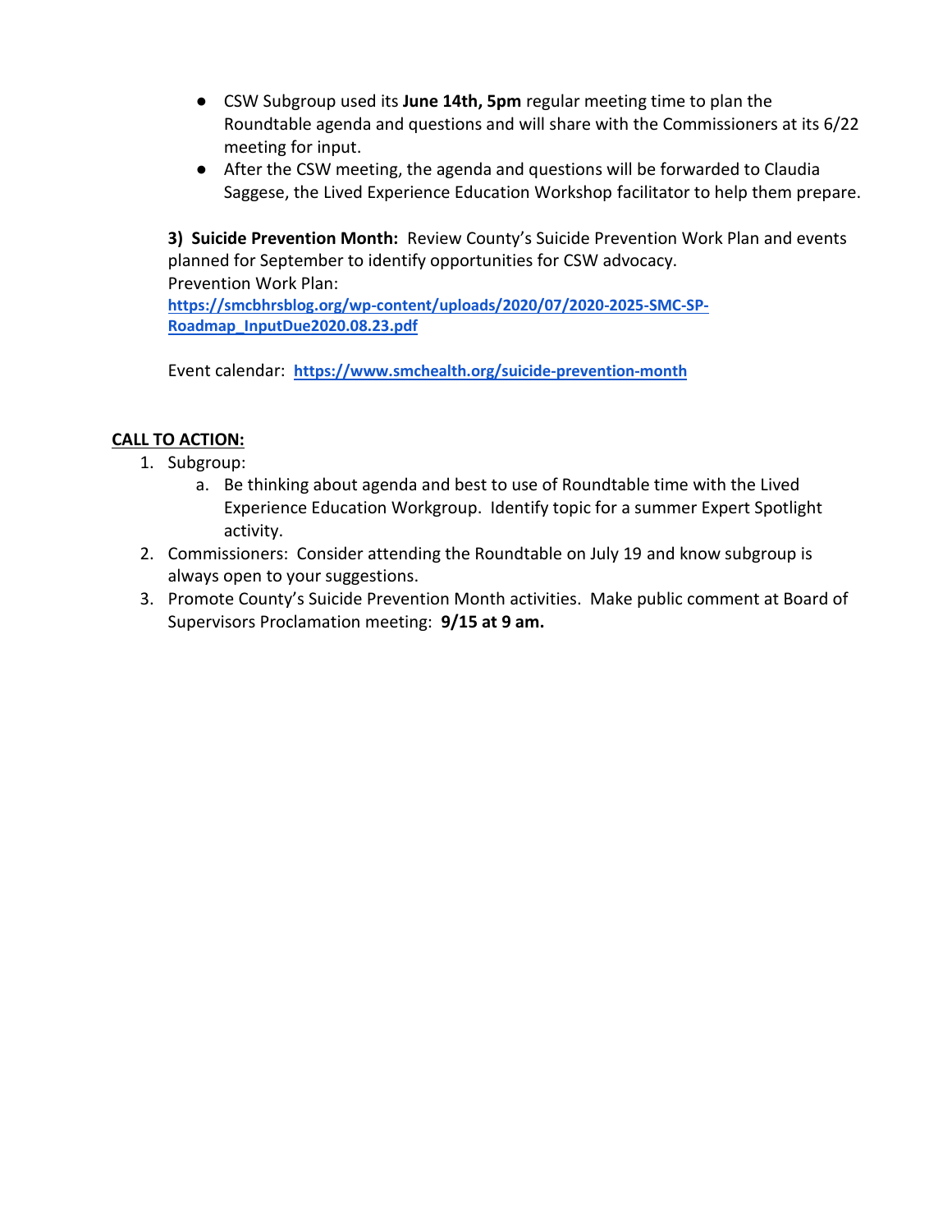- CSW Subgroup used its **June 14th, 5pm** regular meeting time to plan the Roundtable agenda and questions and will share with the Commissioners at its 6/22 meeting for input.
- After the CSW meeting, the agenda and questions will be forwarded to Claudia Saggese, the Lived Experience Education Workshop facilitator to help them prepare.

**3) Suicide Prevention Month:** Review County's Suicide Prevention Work Plan and events planned for September to identify opportunities for CSW advocacy.
Prevention Work Plan:
[https://smcbhrsblog.org/wp-content/uploads/2020/07/2020-2025-SMC-SP-Roadmap_InputDue2020.08.23.pdf](https://smcbhrsblog.org/wp-content/uploads/2020/07/2020-2025-SMC-SP-Roadmap_InputDue2020.08.23.pdf)

Event calendar: [https://www.smchealth.org/suicide-prevention-month](https://www.smchealth.org/suicide-prevention-month)

**CALL TO ACTION:**

1. Subgroup:
   a. Be thinking about agenda and best to use of Roundtable time with the Lived Experience Education Workgroup. Identify topic for a summer Expert Spotlight activity.
2. Commissioners: Consider attending the Roundtable on July 19 and know subgroup is always open to your suggestions.
3. Promote County's Suicide Prevention Month activities. Make public comment at Board of Supervisors Proclamation meeting: **9/15 at 9 am.**